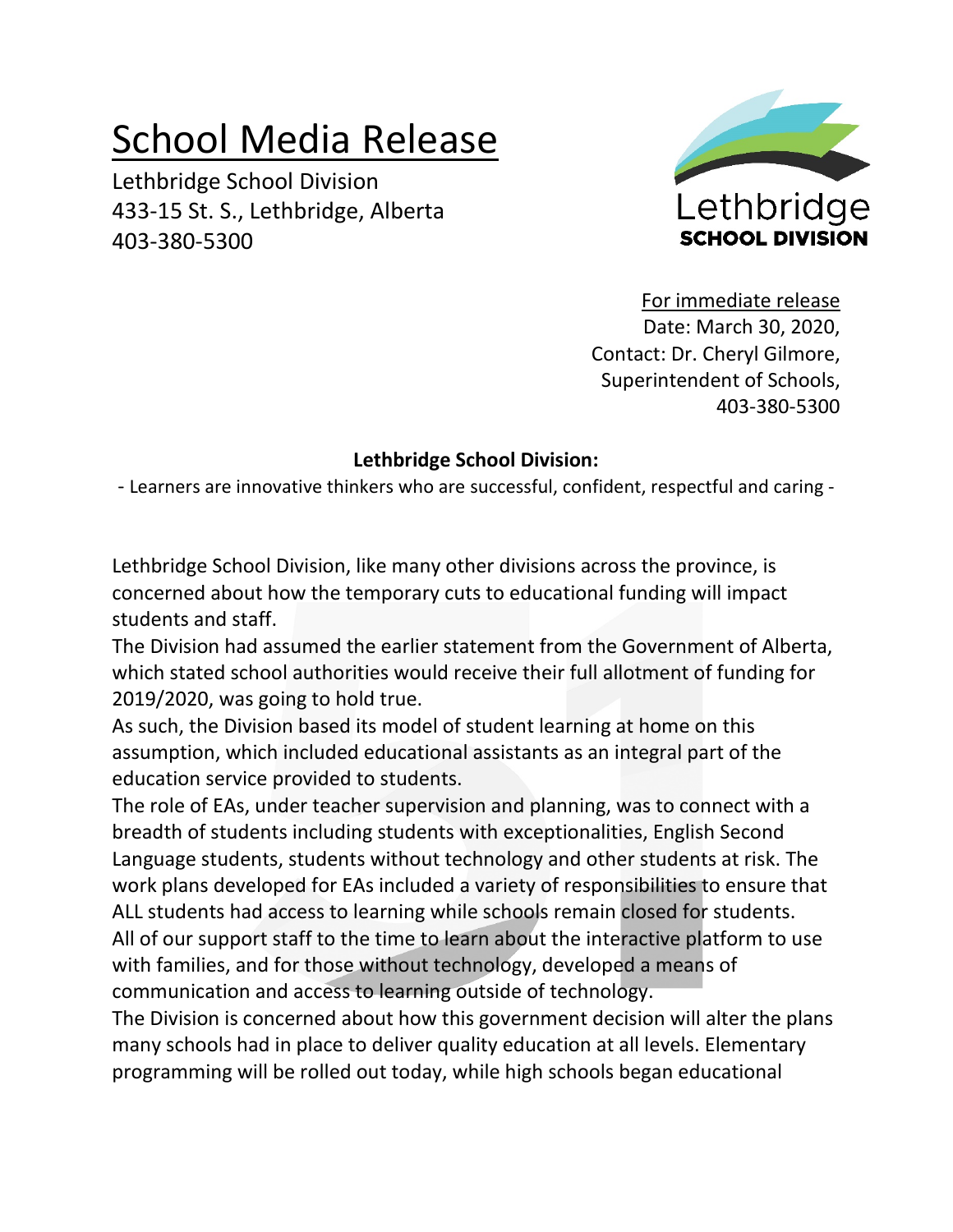# School Media Release

Lethbridge School Division
433-15 St. S., Lethbridge, Alberta
403-380-5300

For immediate release
Date: March 30, 2020,
Contact: Dr. Cheryl Gilmore,
Superintendent of Schools,
403-380-5300

**Lethbridge School Division:**

- Learners are innovative thinkers who are successful, confident, respectful and caring -

Lethbridge School Division, like many other divisions across the province, is concerned about how the temporary cuts to educational funding will impact students and staff.

The Division had assumed the earlier statement from the Government of Alberta, which stated school authorities would receive their full allotment of funding for 2019/2020, was going to hold true.

As such, the Division based its model of student learning at home on this assumption, which included educational assistants as an integral part of the education service provided to students.

The role of EAs, under teacher supervision and planning, was to connect with a breadth of students including students with exceptionalities, English Second Language students, students without technology and other students at risk. The work plans developed for EAs included a variety of responsibilities to ensure that ALL students had access to learning while schools remain closed for students. All of our support staff to the time to learn about the interactive platform to use with families, and for those without technology, developed a means of communication and access to learning outside of technology.

The Division is concerned about how this government decision will alter the plans many schools had in place to deliver quality education at all levels. Elementary programming will be rolled out today, while high schools began educational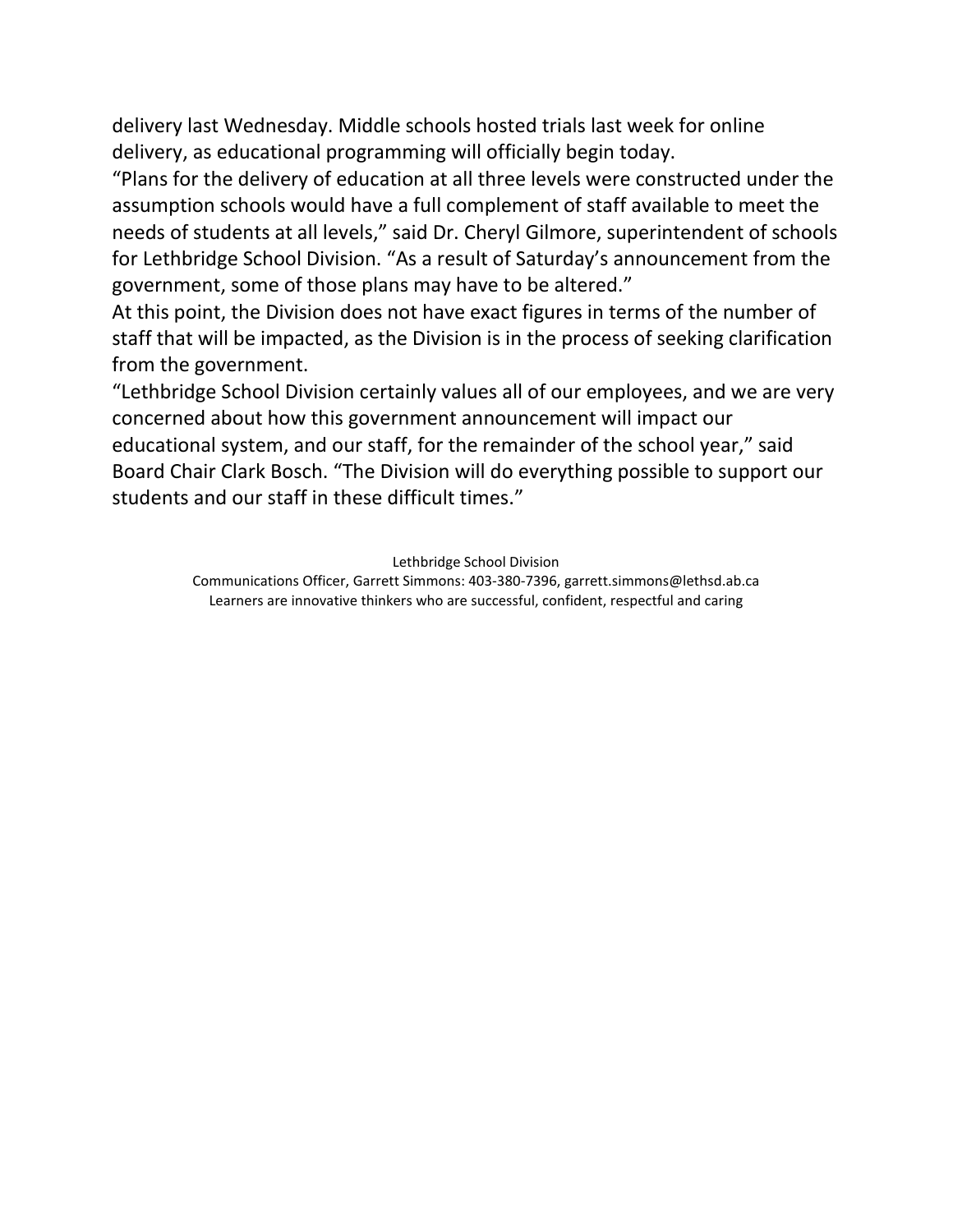delivery last Wednesday. Middle schools hosted trials last week for online delivery, as educational programming will officially begin today.

"Plans for the delivery of education at all three levels were constructed under the assumption schools would have a full complement of staff available to meet the needs of students at all levels," said Dr. Cheryl Gilmore, superintendent of schools for Lethbridge School Division. "As a result of Saturday's announcement from the government, some of those plans may have to be altered."

At this point, the Division does not have exact figures in terms of the number of staff that will be impacted, as the Division is in the process of seeking clarification from the government.

"Lethbridge School Division certainly values all of our employees, and we are very concerned about how this government announcement will impact our educational system, and our staff, for the remainder of the school year," said Board Chair Clark Bosch. "The Division will do everything possible to support our students and our staff in these difficult times."

Lethbridge School Division
Communications Officer, Garrett Simmons: 403-380-7396, garrett.simmons@lethsd.ab.ca
Learners are innovative thinkers who are successful, confident, respectful and caring